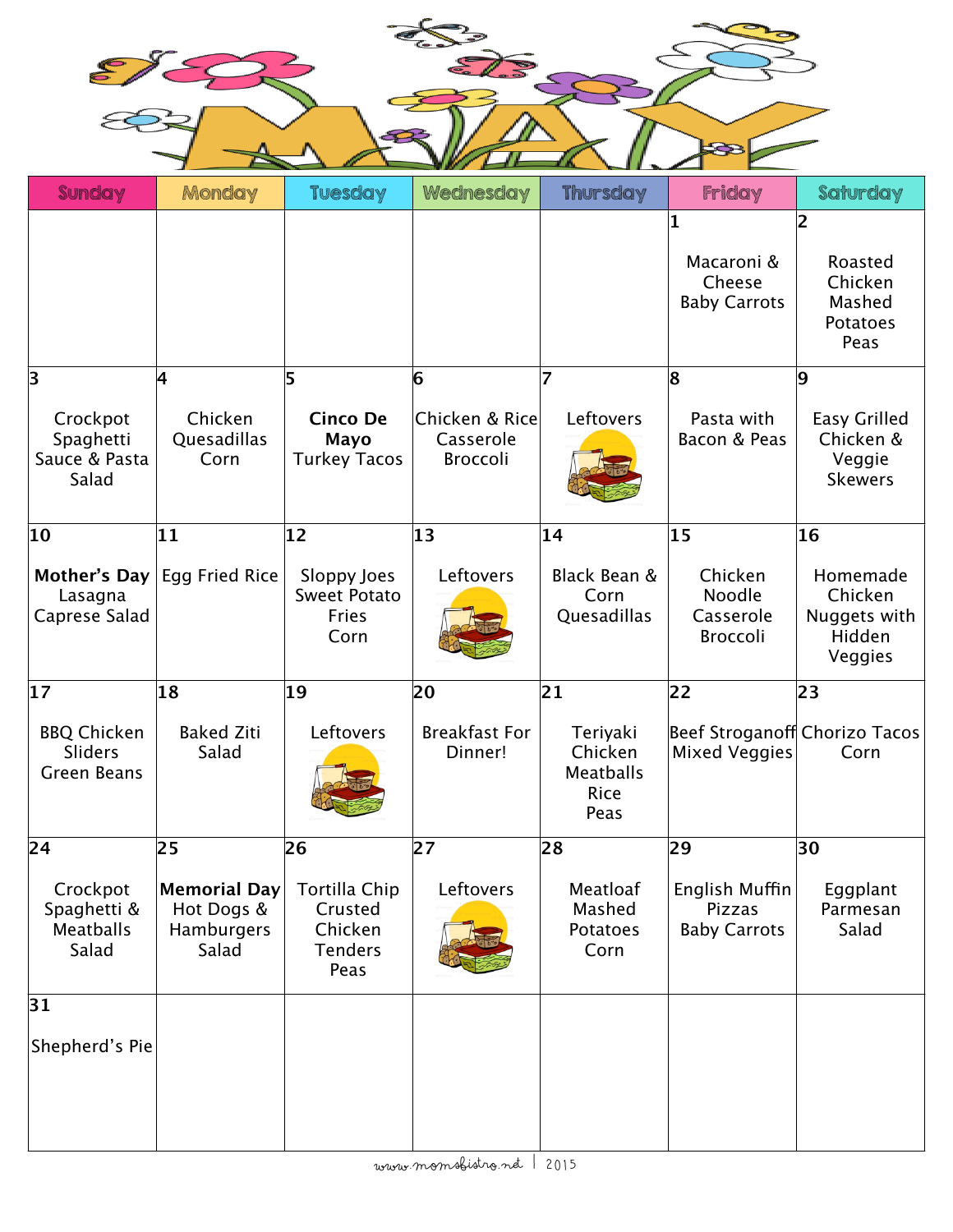# MAY

| Sunday | Monday | Tuesday | Wednesday | Thursday | Friday | Saturday |
|---|---|---|---|---|---|---|
| | | | | | 1<br>Macaroni & Cheese<br>Baby Carrots | 2<br>Roasted Chicken<br>Mashed Potatoes<br>Peas |
| 3<br>Crockpot Spaghetti Sauce & Pasta<br>Salad | 4<br>Chicken Quesadillas<br>Corn | 5<br>**Cinco De Mayo**<br>Turkey Tacos | 6<br>Chicken & Rice Casserole<br>Broccoli | 7<br>Leftovers | 8<br>Pasta with Bacon & Peas | 9<br>Easy Grilled Chicken & Veggie Skewers |
| 10<br>**Mother's Day**<br>Lasagna<br>Caprese Salad | 11<br>Egg Fried Rice | 12<br>Sloppy Joes<br>Sweet Potato Fries<br>Corn | 13<br>Leftovers | 14<br>Black Bean & Corn Quesadillas | 15<br>Chicken Noodle Casserole<br>Broccoli | 16<br>Homemade Chicken Nuggets with Hidden Veggies |
| 17<br>BBQ Chicken Sliders<br>Green Beans | 18<br>Baked Ziti<br>Salad | 19<br>Leftovers | 20<br>Breakfast For Dinner! | 21<br>Teriyaki Chicken Meatballs<br>Rice<br>Peas | 22<br>Beef Stroganoff<br>Mixed Veggies | 23<br>Chorizo Tacos<br>Corn |
| 24<br>Crockpot Spaghetti & Meatballs<br>Salad | 25<br>**Memorial Day**<br>Hot Dogs & Hamburgers<br>Salad | 26<br>Tortilla Chip Crusted Chicken Tenders<br>Peas | 27<br>Leftovers | 28<br>Meatloaf<br>Mashed Potatoes<br>Corn | 29<br>English Muffin Pizzas<br>Baby Carrots | 30<br>Eggplant Parmesan<br>Salad |
| 31<br>Shepherd's Pie | | | | | | |

www.momsbistro.net | 2015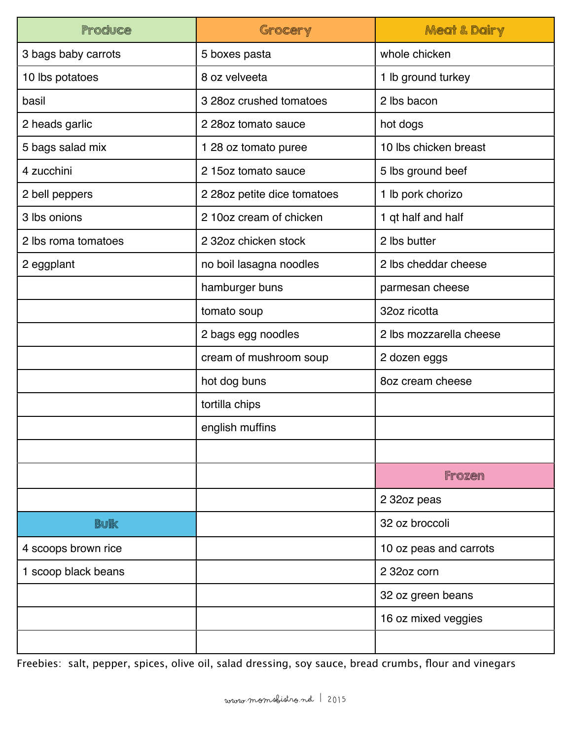| Produce | Grocery | Meat & Dairy |
|---|---|---|
| 3 bags baby carrots | 5 boxes pasta | whole chicken |
| 10 lbs potatoes | 8 oz velveeta | 1 lb ground turkey |
| basil | 3 28oz crushed tomatoes | 2 lbs bacon |
| 2 heads garlic | 2 28oz tomato sauce | hot dogs |
| 5 bags salad mix | 1 28 oz tomato puree | 10 lbs chicken breast |
| 4 zucchini | 2 15oz tomato sauce | 5 lbs ground beef |
| 2 bell peppers | 2 28oz petite dice tomatoes | 1 lb pork chorizo |
| 3 lbs onions | 2 10oz cream of chicken | 1 qt half and half |
| 2 lbs roma tomatoes | 2 32oz chicken stock | 2 lbs butter |
| 2 eggplant | no boil lasagna noodles | 2 lbs cheddar cheese |
| | hamburger buns | parmesan cheese |
| | tomato soup | 32oz ricotta |
| | 2 bags egg noodles | 2 lbs mozzarella cheese |
| | cream of mushroom soup | 2 dozen eggs |
| | hot dog buns | 8oz cream cheese |
| | tortilla chips | |
| | english muffins | |
| | | |
| | | **Frozen** |
| | | 2 32oz peas |
| **Bulk** | | 32 oz broccoli |
| 4 scoops brown rice | | 10 oz peas and carrots |
| 1 scoop black beans | | 2 32oz corn |
| | | 32 oz green beans |
| | | 16 oz mixed veggies |
| | | |

Freebies: salt, pepper, spices, olive oil, salad dressing, soy sauce, bread crumbs, flour and vinegars

www.momsbistro.net | 2015